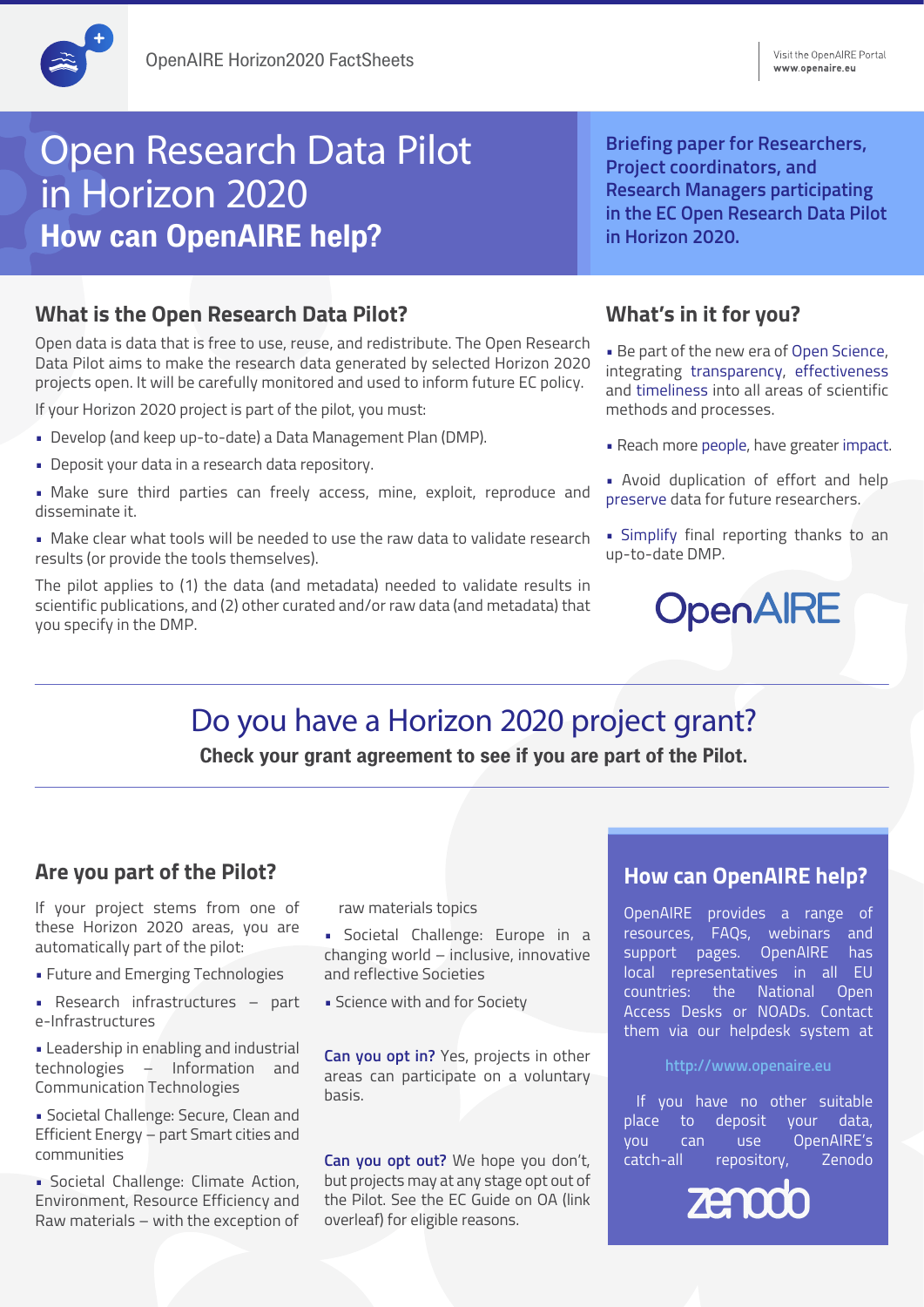# Open Research Data Pilot in Horizon 2020

## How can OpenAIRE help?

**Briefing paper for Researchers, Project coordinators, and Research Managers participating in the EC Open Research Data Pilot in Horizon 2020.**

## What is the Open Research Data Pilot?

Open data is data that is free to use, reuse, and redistribute. The Open Research Data Pilot aims to make the research data generated by selected Horizon 2020 projects open. It will be carefully monitored and used to inform future EC policy.

If your Horizon 2020 project is part of the pilot, you must:

- Develop (and keep up-to-date) a Data Management Plan (DMP).
- Deposit your data in a research data repository.
- Make sure third parties can freely access, mine, exploit, reproduce and disseminate it.
- Make clear what tools will be needed to use the raw data to validate research results (or provide the tools themselves).

The pilot applies to (1) the data (and metadata) needed to validate results in scientific publications, and (2) other curated and/or raw data (and metadata) that you specify in the DMP.

## What's in it for you?

- Be part of the new era of Open Science, integrating transparency, effectiveness and timeliness into all areas of scientific methods and processes.
- Reach more people, have greater impact.
- Avoid duplication of effort and help preserve data for future researchers.
- Simplify final reporting thanks to an up-to-date DMP.

OpenAIRE

# Do you have a Horizon 2020 project grant?

**Check your grant agreement to see if you are part of the Pilot.**

## Are you part of the Pilot?

If your project stems from one of these Horizon 2020 areas, you are automatically part of the pilot:

- Future and Emerging Technologies
- Research infrastructures – part e-Infrastructures
- Leadership in enabling and industrial technologies – Information and Communication Technologies
- Societal Challenge: Secure, Clean and Efficient Energy – part Smart cities and communities
- Societal Challenge: Climate Action, Environment, Resource Efficiency and Raw materials – with the exception of raw materials topics
- Societal Challenge: Europe in a changing world – inclusive, innovative and reflective Societies
- Science with and for Society

**Can you opt in?** Yes, projects in other areas can participate on a voluntary basis.

**Can you opt out?** We hope you don't, but projects may at any stage opt out of the Pilot. See the EC Guide on OA (link overleaf) for eligible reasons.

## How can OpenAIRE help?

OpenAIRE provides a range of resources, FAQs, webinars and support pages. OpenAIRE has local representatives in all EU countries: the National Open Access Desks or NOADs. Contact them via our helpdesk system at

http://www.openaire.eu

If you have no other suitable place to deposit your data, you can use OpenAIRE's catch-all repository, Zenodo

zenodo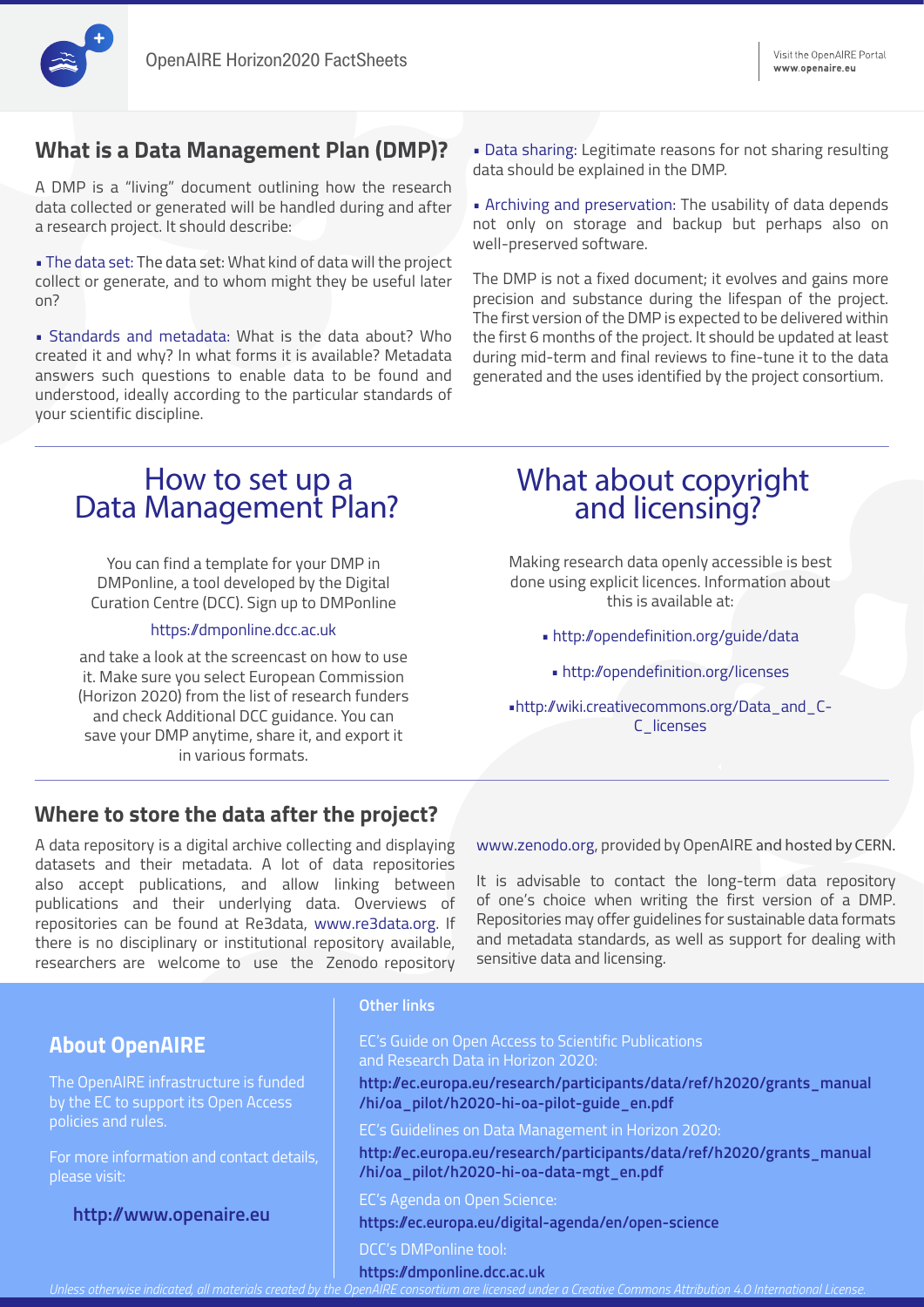## What is a Data Management Plan (DMP)?

A DMP is a "living" document outlining how the research data collected or generated will be handled during and after a research project. It should describe:

- The data set: The data set: What kind of data will the project collect or generate, and to whom might they be useful later on?
- Standards and metadata: What is the data about? Who created it and why? In what forms it is available? Metadata answers such questions to enable data to be found and understood, ideally according to the particular standards of your scientific discipline.
- Data sharing: Legitimate reasons for not sharing resulting data should be explained in the DMP.
- Archiving and preservation: The usability of data depends not only on storage and backup but perhaps also on well-preserved software.

The DMP is not a fixed document; it evolves and gains more precision and substance during the lifespan of the project. The first version of the DMP is expected to be delivered within the first 6 months of the project. It should be updated at least during mid-term and final reviews to fine-tune it to the data generated and the uses identified by the project consortium.

## How to set up a Data Management Plan?

You can find a template for your DMP in DMPonline, a tool developed by the Digital Curation Centre (DCC). Sign up to DMPonline

https://dmponline.dcc.ac.uk

and take a look at the screencast on how to use it. Make sure you select European Commission (Horizon 2020) from the list of research funders and check Additional DCC guidance. You can save your DMP anytime, share it, and export it in various formats.

## What about copyright and licensing?

Making research data openly accessible is best done using explicit licences. Information about this is available at:

- http://opendefinition.org/guide/data
- http://opendefinition.org/licenses
- http://wiki.creativecommons.org/Data_and_C-C_licenses

## Where to store the data after the project?

A data repository is a digital archive collecting and displaying datasets and their metadata. A lot of data repositories also accept publications, and allow linking between publications and their underlying data. Overviews of repositories can be found at Re3data, www.re3data.org. If there is no disciplinary or institutional repository available, researchers are welcome to use the Zenodo repository www.zenodo.org, provided by OpenAIRE and hosted by CERN.

It is advisable to contact the long-term data repository of one's choice when writing the first version of a DMP. Repositories may offer guidelines for sustainable data formats and metadata standards, as well as support for dealing with sensitive data and licensing.

## About OpenAIRE

The OpenAIRE infrastructure is funded by the EC to support its Open Access policies and rules.

For more information and contact details, please visit:

**http://www.openaire.eu**

### Other links

EC's Guide on Open Access to Scientific Publications and Research Data in Horizon 2020:

**http://ec.europa.eu/research/participants/data/ref/h2020/grants_manual/hi/oa_pilot/h2020-hi-oa-pilot-guide_en.pdf**

EC's Guidelines on Data Management in Horizon 2020:

**http://ec.europa.eu/research/participants/data/ref/h2020/grants_manual/hi/oa_pilot/h2020-hi-oa-data-mgt_en.pdf**

EC's Agenda on Open Science:

**https://ec.europa.eu/digital-agenda/en/open-science**

DCC's DMPonline tool:

**https://dmponline.dcc.ac.uk**

*Unless otherwise indicated, all materials created by the OpenAIRE consortium are licensed under a Creative Commons Attribution 4.0 International License.*